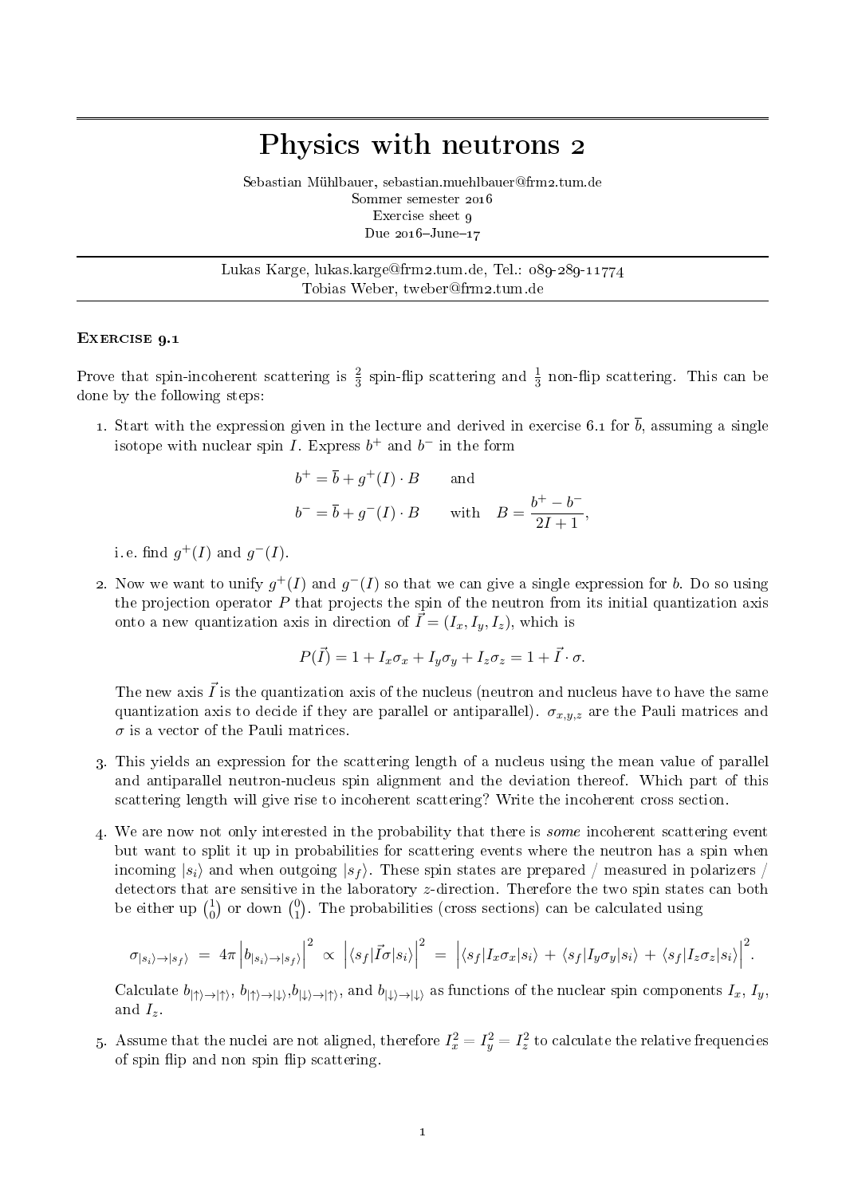# Physics with neutrons 2

Sebastian Mühlbauer, sebastian.muehlbauer@frm2.tum.de
Sommer semester 2016
Exercise sheet 9
Due 2016–June–17

Lukas Karge, lukas.karge@frm2.tum.de, Tel.: 089-289-11774
Tobias Weber, tweber@frm2.tum.de

## Exercise 9.1

Prove that spin-incoherent scattering is $\frac{2}{3}$ spin-flip scattering and $\frac{1}{3}$ non-flip scattering. This can be done by the following steps:

1. Start with the expression given in the lecture and derived in exercise 6.1 for $\overline{b}$, assuming a single isotope with nuclear spin $I$. Express $b^+$ and $b^-$ in the form

$$b^+ = \overline{b} + g^+(I) \cdot B \qquad \text{and}$$
$$b^- = \overline{b} + g^-(I) \cdot B \qquad \text{with} \quad B = \frac{b^+ - b^-}{2I+1},$$

   i.e. find $g^+(I)$ and $g^-(I)$.

2. Now we want to unify $g^+(I)$ and $g^-(I)$ so that we can give a single expression for $b$. Do so using the projection operator $P$ that projects the spin of the neutron from its initial quantization axis onto a new quantization axis in direction of $\vec{I} = (I_x, I_y, I_z)$, which is

$$P(\vec{I}) = 1 + I_x\sigma_x + I_y\sigma_y + I_z\sigma_z = 1 + \vec{I} \cdot \sigma.$$

   The new axis $\vec{I}$ is the quantization axis of the nucleus (neutron and nucleus have to have the same quantization axis to decide if they are parallel or antiparallel). $\sigma_{x,y,z}$ are the Pauli matrices and $\sigma$ is a vector of the Pauli matrices.

3. This yields an expression for the scattering length of a nucleus using the mean value of parallel and antiparallel neutron-nucleus spin alignment and the deviation thereof. Which part of this scattering length will give rise to incoherent scattering? Write the incoherent cross section.

4. We are now not only interested in the probability that there is *some* incoherent scattering event but want to split it up in probabilities for scattering events where the neutron has a spin when incoming $|s_i\rangle$ and when outgoing $|s_f\rangle$. These spin states are prepared / measured in polarizers / detectors that are sensitive in the laboratory $z$-direction. Therefore the two spin states can both be either up $\binom{1}{0}$ or down $\binom{0}{1}$. The probabilities (cross sections) can be calculated using

$$\sigma_{|s_i\rangle \to |s_f\rangle} = 4\pi \left| b_{|s_i\rangle \to |s_f\rangle} \right|^2 \propto \left| \langle s_f | \vec{I}\sigma | s_i \rangle \right|^2 = \left| \langle s_f | I_x\sigma_x | s_i \rangle + \langle s_f | I_y\sigma_y | s_i \rangle + \langle s_f | I_z\sigma_z | s_i \rangle \right|^2.$$

   Calculate $b_{|\uparrow\rangle \to |\uparrow\rangle}$, $b_{|\uparrow\rangle \to |\downarrow\rangle}$, $b_{|\downarrow\rangle \to |\uparrow\rangle}$, and $b_{|\downarrow\rangle \to |\downarrow\rangle}$ as functions of the nuclear spin components $I_x$, $I_y$, and $I_z$.

5. Assume that the nuclei are not aligned, therefore $I_x^2 = I_y^2 = I_z^2$ to calculate the relative frequencies of spin flip and non spin flip scattering.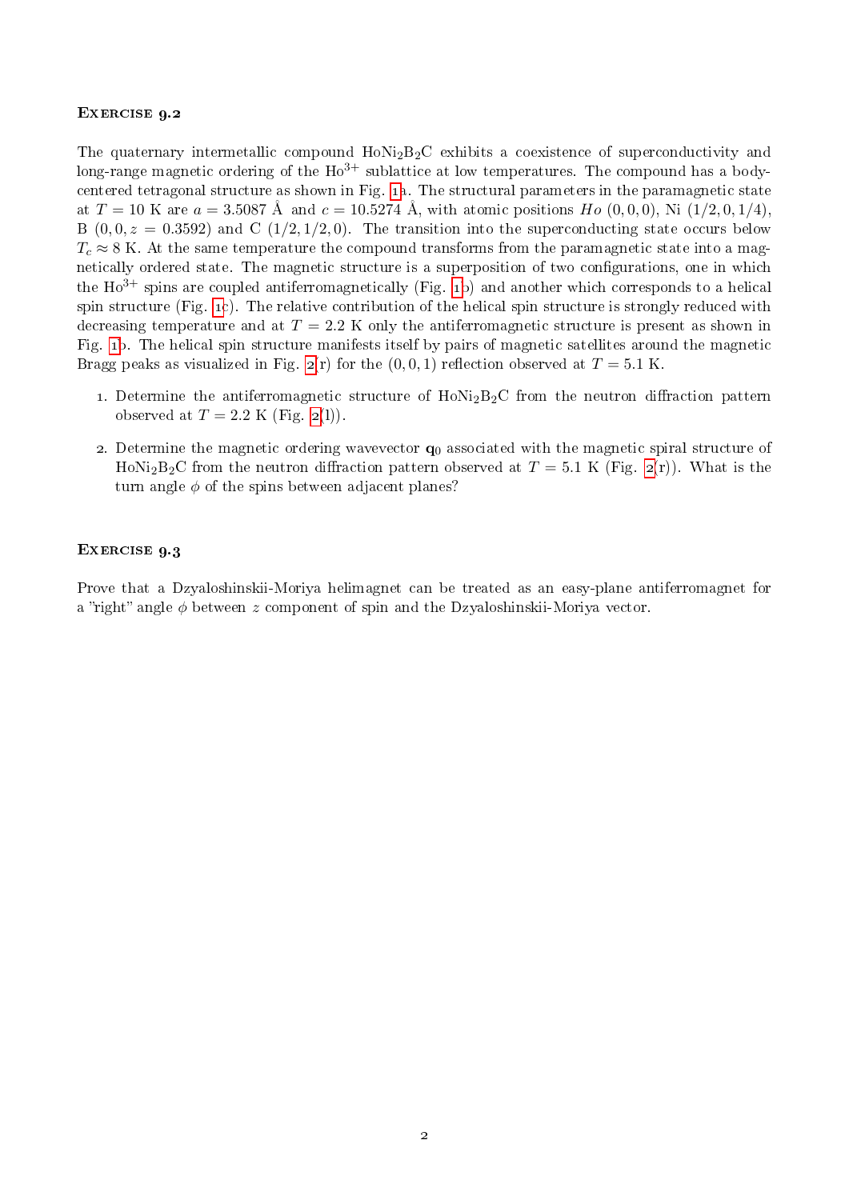### Exercise 9.2

The quaternary intermetallic compound $HoNi_2B_2C$ exhibits a coexistence of superconductivity and long-range magnetic ordering of the $Ho^{3+}$ sublattice at low temperatures. The compound has a body-centered tetragonal structure as shown in Fig. 1a. The structural parameters in the paramagnetic state at $T = 10$ K are $a = 3.5087$ Å and $c = 10.5274$ Å, with atomic positions *Ho* $(0, 0, 0)$, Ni $(1/2, 0, 1/4)$, B $(0, 0, z = 0.3592)$ and C $(1/2, 1/2, 0)$. The transition into the superconducting state occurs below $T_c \approx 8$ K. At the same temperature the compound transforms from the paramagnetic state into a magnetically ordered state. The magnetic structure is a superposition of two configurations, one in which the $Ho^{3+}$ spins are coupled antiferromagnetically (Fig. 1b) and another which corresponds to a helical spin structure (Fig. 1c). The relative contribution of the helical spin structure is strongly reduced with decreasing temperature and at $T = 2.2$ K only the antiferromagnetic structure is present as shown in Fig. 1b. The helical spin structure manifests itself by pairs of magnetic satellites around the magnetic Bragg peaks as visualized in Fig. 2(r) for the $(0, 0, 1)$ reflection observed at $T = 5.1$ K.

1. Determine the antiferromagnetic structure of $HoNi_2B_2C$ from the neutron diffraction pattern observed at $T = 2.2$ K (Fig. 2(l)).
2. Determine the magnetic ordering wavevector $\mathbf{q}_0$ associated with the magnetic spiral structure of $HoNi_2B_2C$ from the neutron diffraction pattern observed at $T = 5.1$ K (Fig. 2(r)). What is the turn angle $\phi$ of the spins between adjacent planes?

### Exercise 9.3

Prove that a Dzyaloshinskii-Moriya helimagnet can be treated as an easy-plane antiferromagnet for a "right" angle $\phi$ between $z$ component of spin and the Dzyaloshinskii-Moriya vector.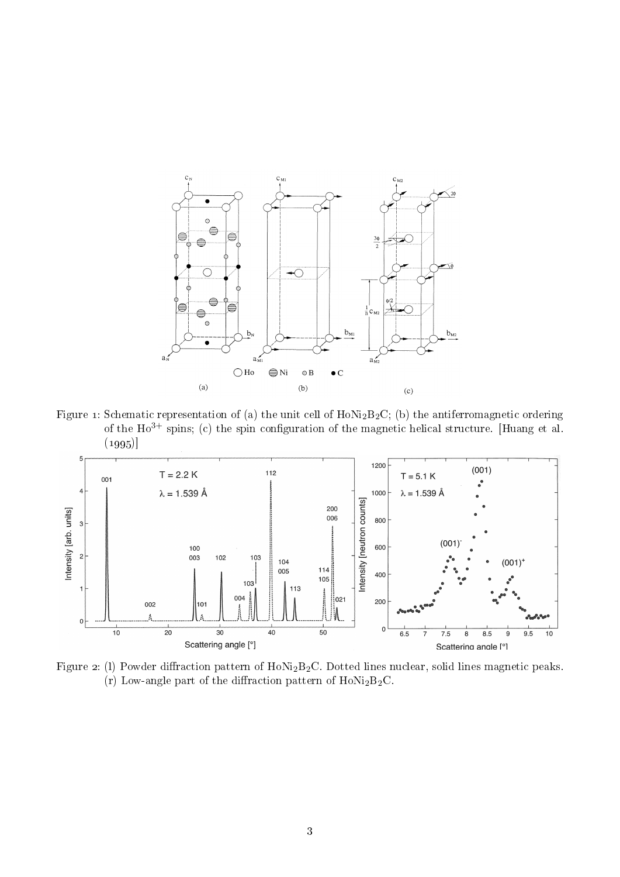Figure 1: Schematic representation of (a) the unit cell of $HoNi_2B_2C$; (b) the antiferromagnetic ordering of the $Ho^{3+}$ spins; (c) the spin configuration of the magnetic helical structure. [Huang et al. (1995)]

Figure 2: (l) Powder diffraction pattern of $HoNi_2B_2C$. Dotted lines nuclear, solid lines magnetic peaks. (r) Low-angle part of the diffraction pattern of $HoNi_2B_2C$.